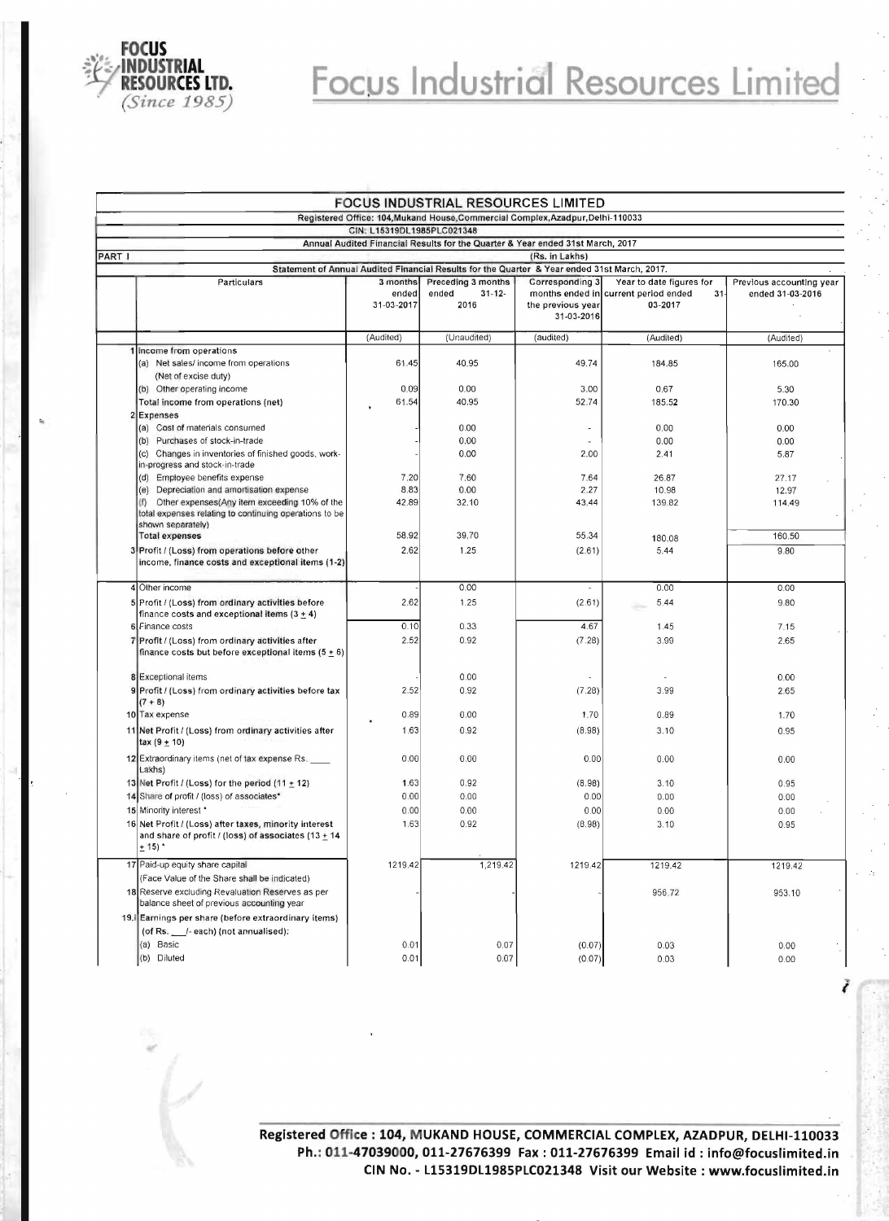# Focus Industrial Resources Limited

## FOCUS INDUSTRIAL RESOURCES LIMITED

Registered Office: 104,Mukand House,Commercial Complex,Azadpur,Delhi-110033

CIN: L15319DL1985PLC021348

Annual Audited Financial Results for the Quarter & Year ended 31st March, 2017

PART I (Rs. in Lakhs)

Statement of Annual Audited Financial Results for the Quarter & Year ended 31st March, 2017.

| | Particulars | 3 months ended 31-03-2017 | Preceding 3 months ended 31-12-2016 | Corresponding 3 months ended in the previous year 31-03-2016 | Year to date figures for current period ended 31-03-2017 | Previous accounting year ended 31-03-2016 |
|---|---|---|---|---|---|---|
| | | (Audited) | (Unaudited) | (audited) | (Audited) | (Audited) |
| 1 | Income from operations | | | | | |
| | (a) Net sales/ income from operations (Net of excise duty) | 61.45 | 40.95 | 49.74 | 184.85 | 165.00 |
| | (b) Other operating income | 0.09 | 0.00 | 3.00 | 0.67 | 5.30 |
| | Total income from operations (net) | 61.54 | 40.95 | 52.74 | 185.52 | 170.30 |
| 2 | Expenses | | | | | |
| | (a) Cost of materials consumed | - | 0.00 | - | 0.00 | 0.00 |
| | (b) Purchases of stock-in-trade | - | 0.00 | - | 0.00 | 0.00 |
| | (c) Changes in inventories of finished goods, work-in-progress and stock-in-trade | - | 0.00 | 2.00 | 2.41 | 5.87 |
| | (d) Employee benefits expense | 7.20 | 7.60 | 7.64 | 26.87 | 27.17 |
| | (e) Depreciation and amortisation expense | 8.83 | 0.00 | 2.27 | 10.98 | 12.97 |
| | (f) Other expenses(Any item exceeding 10% of the total expenses relating to continuing operations to be shown separately) | 42.89 | 32.10 | 43.44 | 139.82 | 114.49 |
| | Total expenses | 58.92 | 39.70 | 55.34 | 180.08 | 160.50 |
| 3 | Profit / (Loss) from operations before other income, finance costs and exceptional items (1-2) | 2.62 | 1.25 | (2.61) | 5.44 | 9.80 |
| 4 | Other income | - | 0.00 | - | 0.00 | 0.00 |
| 5 | Profit / (Loss) from ordinary activities before finance costs and exceptional items (3 ± 4) | 2.62 | 1.25 | (2.61) | 5.44 | 9.80 |
| 6 | Finance costs | 0.10 | 0.33 | 4.67 | 1.45 | 7.15 |
| 7 | Profit / (Loss) from ordinary activities after finance costs but before exceptional items (5 ± 6) | 2.52 | 0.92 | (7.28) | 3.99 | 2.65 |
| 8 | Exceptional items | - | 0.00 | - | - | 0.00 |
| 9 | Profit / (Loss) from ordinary activities before tax (7 + 8) | 2.52 | 0.92 | (7.28) | 3.99 | 2.65 |
| 10 | Tax expense | 0.89 | 0.00 | 1.70 | 0.89 | 1.70 |
| 11 | Net Profit / (Loss) from ordinary activities after tax (9 ± 10) | 1.63 | 0.92 | (8.98) | 3.10 | 0.95 |
| 12 | Extraordinary items (net of tax expense Rs. ____ Lakhs) | 0.00 | 0.00 | 0.00 | 0.00 | 0.00 |
| 13 | Net Profit / (Loss) for the period (11 ± 12) | 1.63 | 0.92 | (8.98) | 3.10 | 0.95 |
| 14 | Share of profit / (loss) of associates* | 0.00 | 0.00 | 0.00 | 0.00 | 0.00 |
| 15 | Minority interest * | 0.00 | 0.00 | 0.00 | 0.00 | 0.00 |
| 16 | Net Profit / (Loss) after taxes, minority interest and share of profit / (loss) of associates (13 ± 14 ± 15) * | 1.63 | 0.92 | (8.98) | 3.10 | 0.95 |
| 17 | Paid-up equity share capital (Face Value of the Share shall be indicated) | 1219.42 | 1,219.42 | 1219.42 | 1219.42 | 1219.42 |
| 18 | Reserve excluding Revaluation Reserves as per balance sheet of previous accounting year | - | - | - | 956.72 | 953.10 |
| 19.i | Earnings per share (before extraordinary items) (of Rs. ___/- each) (not annualised): | | | | | |
| | (a) Basic | 0.01 | 0.07 | (0.07) | 0.03 | 0.00 |
| | (b) Diluted | 0.01 | 0.07 | (0.07) | 0.03 | 0.00 |

**Registered Office : 104, MUKAND HOUSE, COMMERCIAL COMPLEX, AZADPUR, DELHI-110033**
**Ph.: 011-47039000, 011-27676399 Fax : 011-27676399 Email id : info@focuslimited.in**
**CIN No. - L15319DL1985PLC021348 Visit our Website : www.focuslimited.in**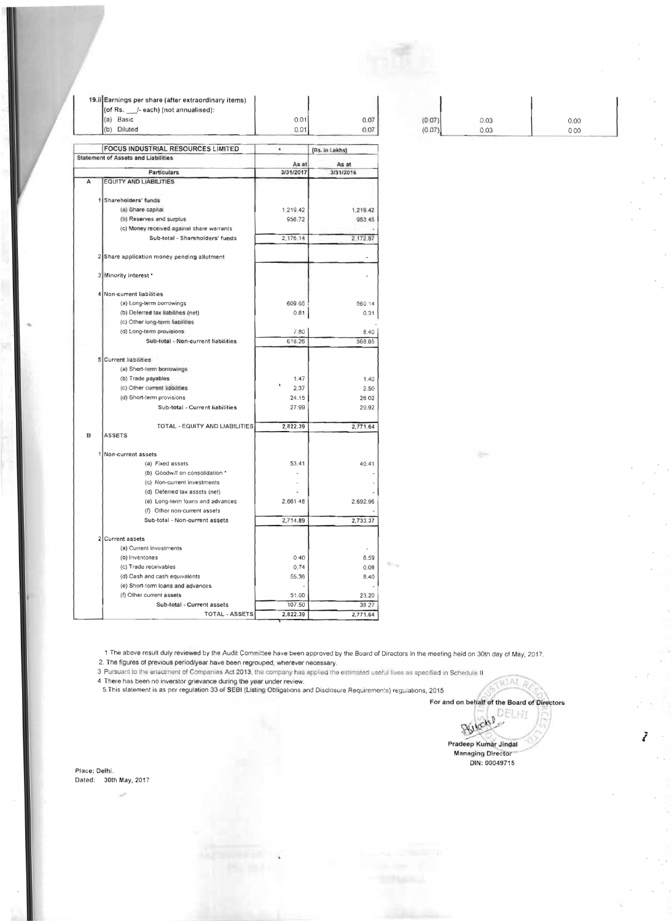| | | | | | | |
|---|---|---|---|---|---|---|
| 19.ii | Earnings per share (after extraordinary items) (of Rs. ___/- each) (not annualised): | | | | | |
| | (a) Basic | 0.01 | 0.07 | (0.07) | 0.03 | 0.00 |
| | (b) Diluted | 0.01 | 0.07 | (0.07) | 0.03 | 0.00 |

**FOCUS INDUSTRIAL RESOURCES LIMITED** (Rs. in Lakhs)

**Statement of Assets and Liabilities**

| | | Particulars | As at 3/31/2017 | As at 3/31/2016 |
|---|---|---|---|---|
| A | | EQUITY AND LIABILITIES | | |
| | 1 | Shareholders' funds | | |
| | | (a) Share capital | 1,219.42 | 1,219.42 |
| | | (b) Reserves and surplus | 956.72 | 953.45 |
| | | (c) Money received against share warrants | | - |
| | | Sub-total - Shareholders' funds | 2,176.14 | 2,172.87 |
| | 2 | Share application money pending allotment | | - |
| | 3 | Minority interest * | | - |
| | 4 | Non-current liabilities | | |
| | | (a) Long-term borrowings | 609.65 | 560.14 |
| | | (b) Deferred tax liabilities (net) | 0.81 | 0.31 |
| | | (c) Other long-term liabilities | | - |
| | | (d) Long-term provisions | 7.80 | 8.40 |
| | | Sub-total - Non-current liabilities | 618.26 | 568.85 |
| | 5 | Current liabilities | | |
| | | (a) Short-term borrowings | | |
| | | (b) Trade payables | 1.47 | 1.40 |
| | | (c) Other current liabilities | 2.37 | 2.50 |
| | | (d) Short-term provisions | 24.15 | 26.02 |
| | | Sub-total - Current liabilities | 27.99 | 29.92 |
| | | TOTAL - EQUITY AND LIABILITIES | 2,822.39 | 2,771.64 |
| B | | ASSETS | | |
| | 1 | Non-current assets | | |
| | | (a) Fixed assets | 53.41 | 40.41 |
| | | (b) Goodwill on consolidation * | - | - |
| | | (c) Non-current investments | - | - |
| | | (d) Deferred tax assets (net) | - | - |
| | | (e) Long-term loans and advances | 2,661.48 | 2,692.96 |
| | | (f) Other non-current assets | | - |
| | | Sub-total - Non-current assets | 2,714.89 | 2,733.37 |
| | 2 | Current assets | | |
| | | (a) Current investments | | - |
| | | (b) Inventories | 0.40 | 6.59 |
| | | (c) Trade receivables | 0.74 | 0.08 |
| | | (d) Cash and cash equivalents | 55.36 | 8.40 |
| | | (e) Short-term loans and advances | - | - |
| | | (f) Other current assets | 51.00 | 23.20 |
| | | Sub-total - Current assets | 107.50 | 38.27 |
| | | TOTAL - ASSETS | 2,822.39 | 2,771.64 |

1 The above result duly reviewed by the Audit Committee have been approved by the Board of Directors in the meeting held on 30th day of May, 2017.

2. The figures of previous period/year have been regrouped, wherever necessary.

3 Pursuant to the enactment of Companies Act 2013, the company has applied the estimated useful lives as specified in Schedule II

4 There has been no inverstor grievance during the year under review.

5.This statement is as per regulation 33 of SEBI (Listing Obligations and Disclosure Requirements) regulations, 2015

For and on behalf of the Board of Directors

Pradeep Kumar Jindal
Managing Director
DIN: 00049715

Place: Delhi.
Dated: 30th May, 2017